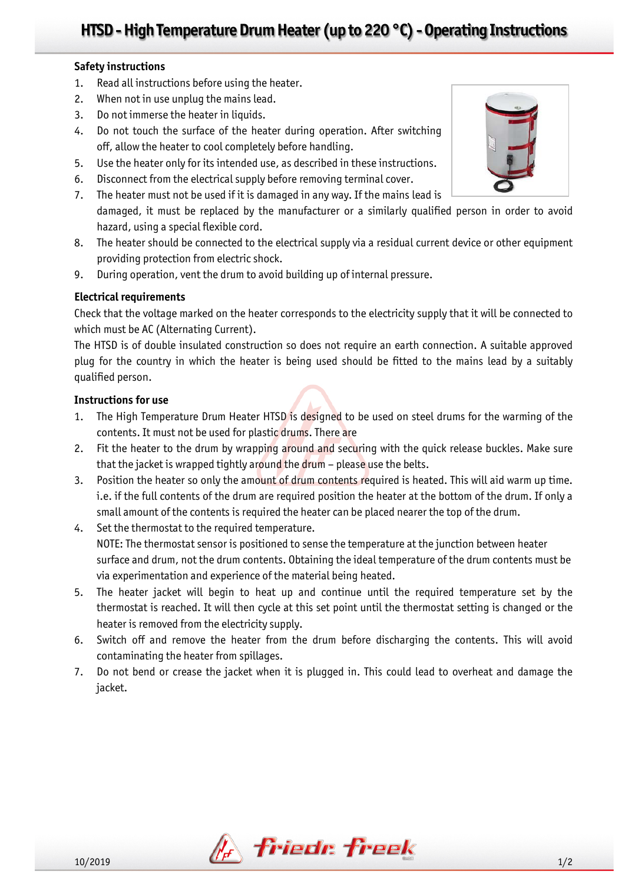# HTSD - High Temperature Drum Heater (up to 220 °C) - Operating Instructions

## Safety instructions

1. Read all instructions before using the heater.
2. When not in use unplug the mains lead.
3. Do not immerse the heater in liquids.
4. Do not touch the surface of the heater during operation. After switching off, allow the heater to cool completely before handling.
5. Use the heater only for its intended use, as described in these instructions.
6. Disconnect from the electrical supply before removing terminal cover.
7. The heater must not be used if it is damaged in any way. If the mains lead is damaged, it must be replaced by the manufacturer or a similarly qualified person in order to avoid hazard, using a special flexible cord.
8. The heater should be connected to the electrical supply via a residual current device or other equipment providing protection from electric shock.
9. During operation, vent the drum to avoid building up of internal pressure.

## Electrical requirements

Check that the voltage marked on the heater corresponds to the electricity supply that it will be connected to which must be AC (Alternating Current).

The HTSD is of double insulated construction so does not require an earth connection. A suitable approved plug for the country in which the heater is being used should be fitted to the mains lead by a suitably qualified person.

## Instructions for use

1. The High Temperature Drum Heater HTSD is designed to be used on steel drums for the warming of the contents. It must not be used for plastic drums. There are
2. Fit the heater to the drum by wrapping around and securing with the quick release buckles. Make sure that the jacket is wrapped tightly around the drum – please use the belts.
3. Position the heater so only the amount of drum contents required is heated. This will aid warm up time. i.e. if the full contents of the drum are required position the heater at the bottom of the drum. If only a small amount of the contents is required the heater can be placed nearer the top of the drum.
4. Set the thermostat to the required temperature.
   NOTE: The thermostat sensor is positioned to sense the temperature at the junction between heater surface and drum, not the drum contents. Obtaining the ideal temperature of the drum contents must be via experimentation and experience of the material being heated.
5. The heater jacket will begin to heat up and continue until the required temperature set by the thermostat is reached. It will then cycle at this set point until the thermostat setting is changed or the heater is removed from the electricity supply.
6. Switch off and remove the heater from the drum before discharging the contents. This will avoid contaminating the heater from spillages.
7. Do not bend or crease the jacket when it is plugged in. This could lead to overheat and damage the jacket.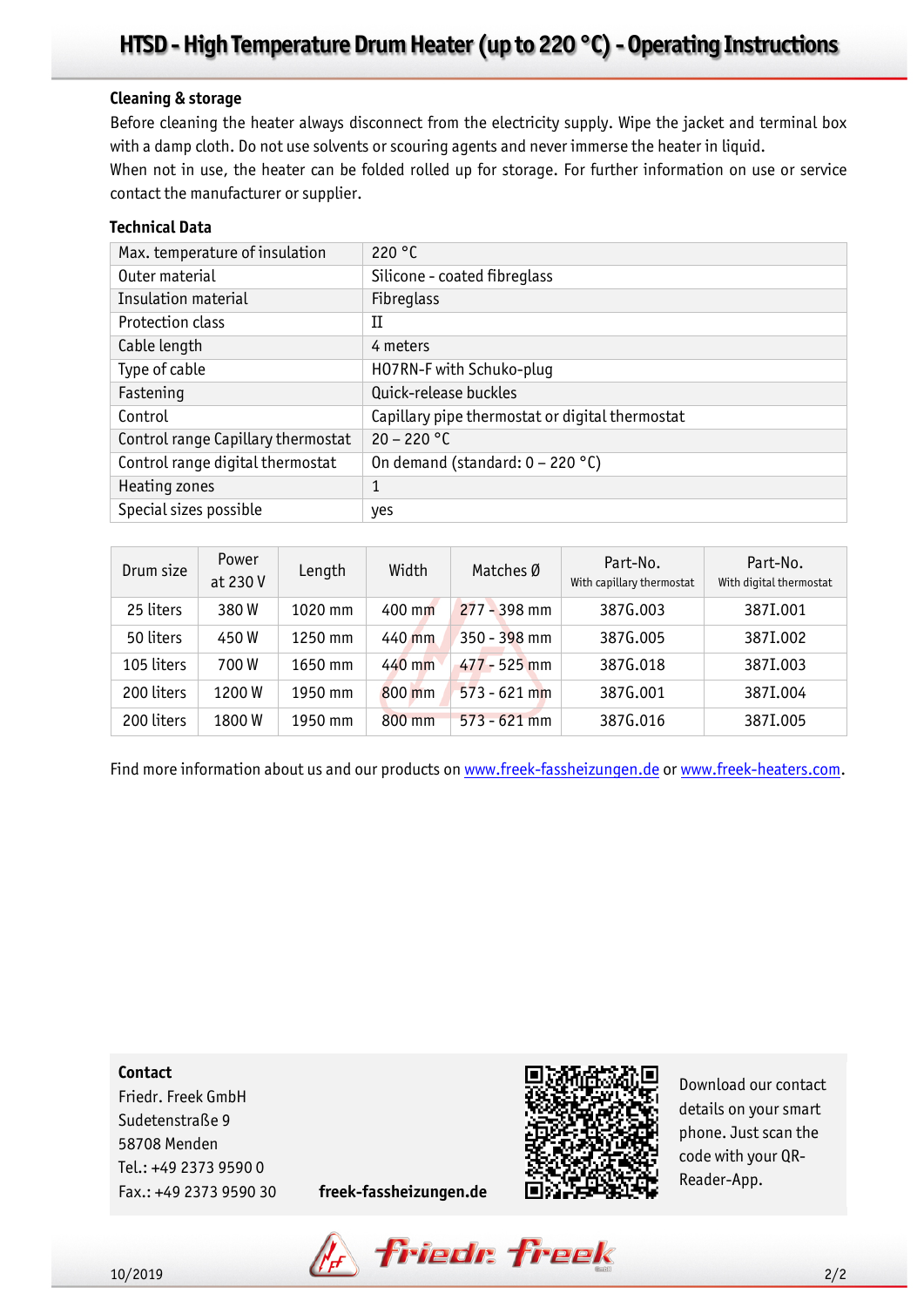### Cleaning & storage

Before cleaning the heater always disconnect from the electricity supply. Wipe the jacket and terminal box with a damp cloth. Do not use solvents or scouring agents and never immerse the heater in liquid.
When not in use, the heater can be folded rolled up for storage. For further information on use or service contact the manufacturer or supplier.

### Technical Data

| | |
|---|---|
| Max. temperature of insulation | 220 °C |
| Outer material | Silicone - coated fibreglass |
| Insulation material | Fibreglass |
| Protection class | II |
| Cable length | 4 meters |
| Type of cable | H07RN-F with Schuko-plug |
| Fastening | Quick-release buckles |
| Control | Capillary pipe thermostat or digital thermostat |
| Control range Capillary thermostat | 20 – 220 °C |
| Control range digital thermostat | On demand (standard: 0 – 220 °C) |
| Heating zones | 1 |
| Special sizes possible | yes |

| Drum size | Power at 230 V | Length | Width | Matches Ø | Part-No. With capillary thermostat | Part-No. With digital thermostat |
|---|---|---|---|---|---|---|
| 25 liters | 380 W | 1020 mm | 400 mm | 277 - 398 mm | 387G.003 | 387I.001 |
| 50 liters | 450 W | 1250 mm | 440 mm | 350 - 398 mm | 387G.005 | 387I.002 |
| 105 liters | 700 W | 1650 mm | 440 mm | 477 - 525 mm | 387G.018 | 387I.003 |
| 200 liters | 1200 W | 1950 mm | 800 mm | 573 - 621 mm | 387G.001 | 387I.004 |
| 200 liters | 1800 W | 1950 mm | 800 mm | 573 - 621 mm | 387G.016 | 387I.005 |

Find more information about us and our products on www.freek-fassheizungen.de or www.freek-heaters.com.

**Contact**
Friedr. Freek GmbH
Sudetenstraße 9
58708 Menden
Tel.: +49 2373 9590 0
Fax.: +49 2373 9590 30

**freek-fassheizungen.de**

Download our contact details on your smart phone. Just scan the code with your QR-Reader-App.

10/2019